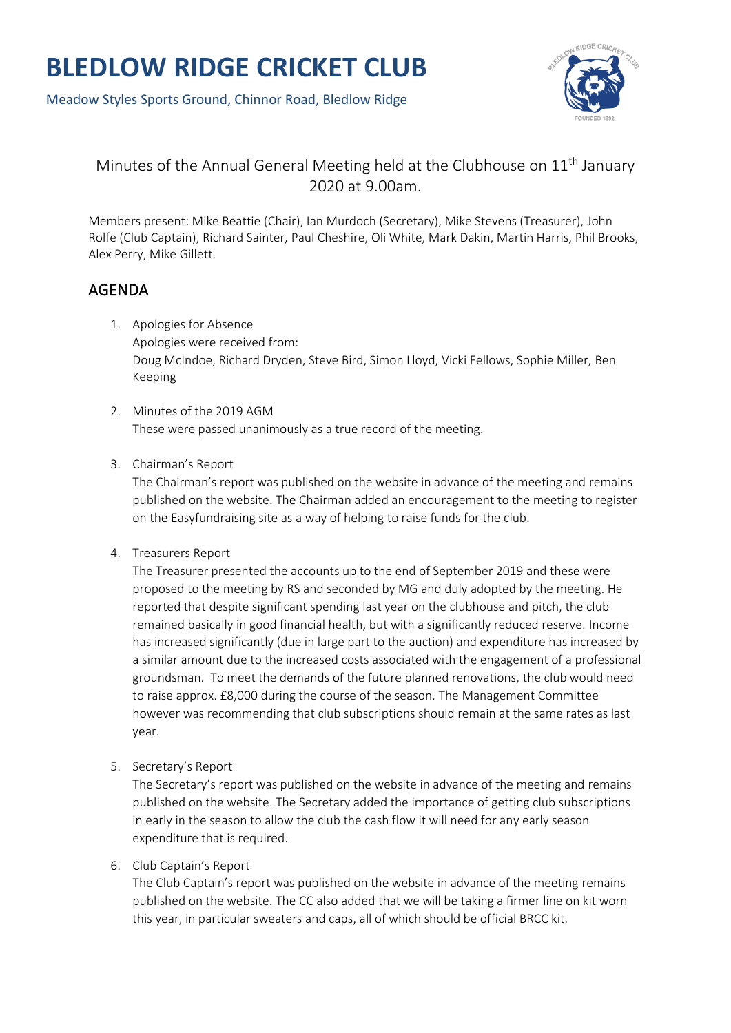# BLEDLOW RIDGE CRICKET CLUB

Meadow Styles Sports Ground, Chinnor Road, Bledlow Ridge

Minutes of the Annual General Meeting held at the Clubhouse on 11th January 2020 at 9.00am.

Members present: Mike Beattie (Chair), Ian Murdoch (Secretary), Mike Stevens (Treasurer), John Rolfe (Club Captain), Richard Sainter, Paul Cheshire, Oli White, Mark Dakin, Martin Harris, Phil Brooks, Alex Perry, Mike Gillett.

## AGENDA

1. Apologies for Absence
   Apologies were received from:
   Doug McIndoe, Richard Dryden, Steve Bird, Simon Lloyd, Vicki Fellows, Sophie Miller, Ben Keeping

2. Minutes of the 2019 AGM
   These were passed unanimously as a true record of the meeting.

3. Chairman's Report
   The Chairman's report was published on the website in advance of the meeting and remains published on the website. The Chairman added an encouragement to the meeting to register on the Easyfundraising site as a way of helping to raise funds for the club.

4. Treasurers Report
   The Treasurer presented the accounts up to the end of September 2019 and these were proposed to the meeting by RS and seconded by MG and duly adopted by the meeting. He reported that despite significant spending last year on the clubhouse and pitch, the club remained basically in good financial health, but with a significantly reduced reserve. Income has increased significantly (due in large part to the auction) and expenditure has increased by a similar amount due to the increased costs associated with the engagement of a professional groundsman. To meet the demands of the future planned renovations, the club would need to raise approx. £8,000 during the course of the season. The Management Committee however was recommending that club subscriptions should remain at the same rates as last year.

5. Secretary's Report
   The Secretary's report was published on the website in advance of the meeting and remains published on the website. The Secretary added the importance of getting club subscriptions in early in the season to allow the club the cash flow it will need for any early season expenditure that is required.

6. Club Captain's Report
   The Club Captain's report was published on the website in advance of the meeting remains published on the website. The CC also added that we will be taking a firmer line on kit worn this year, in particular sweaters and caps, all of which should be official BRCC kit.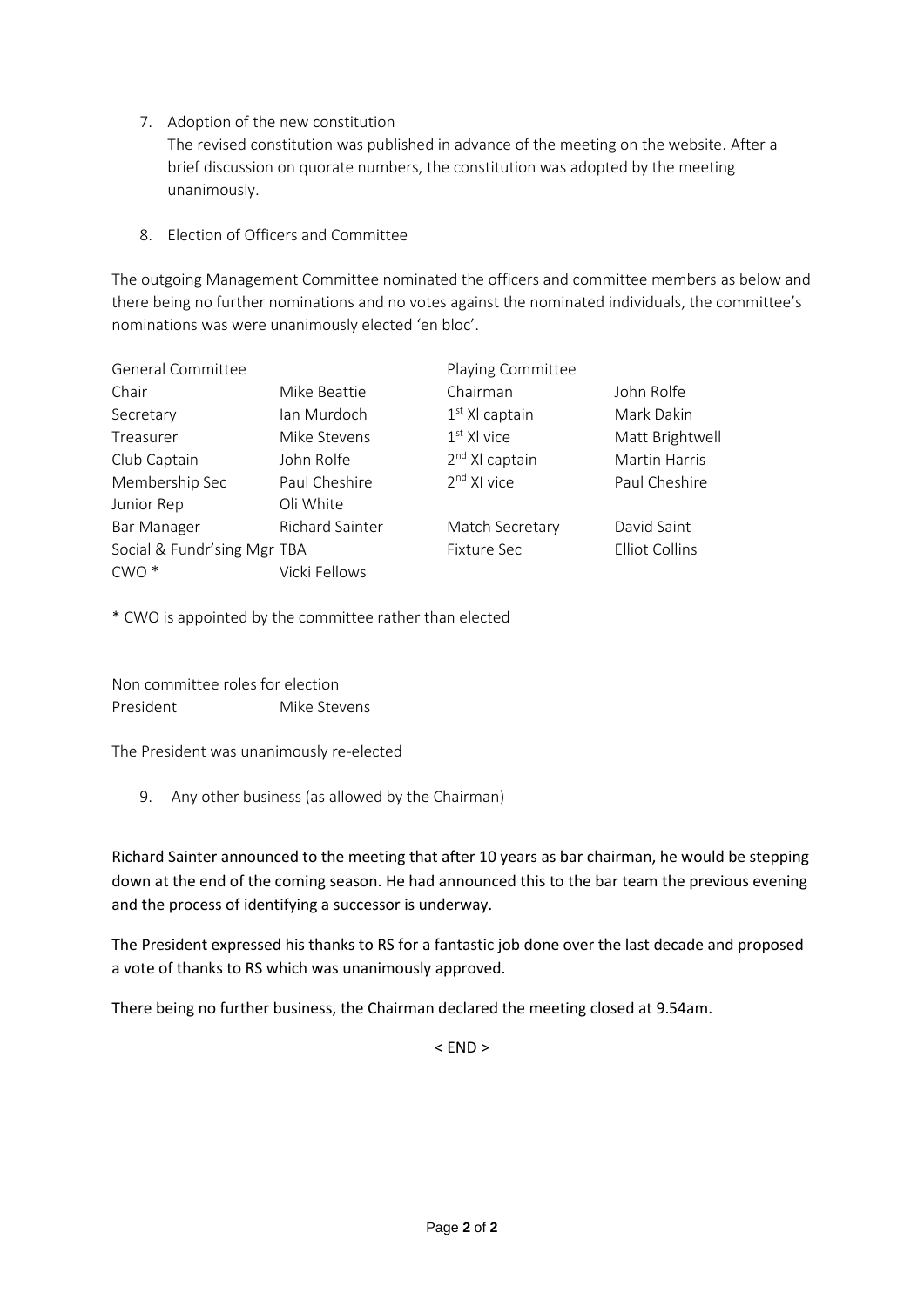7. Adoption of the new constitution

   The revised constitution was published in advance of the meeting on the website. After a brief discussion on quorate numbers, the constitution was adopted by the meeting unanimously.

8. Election of Officers and Committee

The outgoing Management Committee nominated the officers and committee members as below and there being no further nominations and no votes against the nominated individuals, the committee's nominations was were unanimously elected 'en bloc'.

| | | | |
|---|---|---|---|
| General Committee | | Playing Committee | |
| Chair | Mike Beattie | Chairman | John Rolfe |
| Secretary | Ian Murdoch | 1st XI captain | Mark Dakin |
| Treasurer | Mike Stevens | 1st XI vice | Matt Brightwell |
| Club Captain | John Rolfe | 2nd XI captain | Martin Harris |
| Membership Sec | Paul Cheshire | 2nd XI vice | Paul Cheshire |
| Junior Rep | Oli White | | |
| Bar Manager | Richard Sainter | Match Secretary | David Saint |
| Social & Fundr'sing Mgr | TBA | Fixture Sec | Elliot Collins |
| CWO * | Vicki Fellows | | |

* CWO is appointed by the committee rather than elected

Non committee roles for election

President Mike Stevens

The President was unanimously re-elected

9. Any other business (as allowed by the Chairman)

Richard Sainter announced to the meeting that after 10 years as bar chairman, he would be stepping down at the end of the coming season. He had announced this to the bar team the previous evening and the process of identifying a successor is underway.

The President expressed his thanks to RS for a fantastic job done over the last decade and proposed a vote of thanks to RS which was unanimously approved.

There being no further business, the Chairman declared the meeting closed at 9.54am.

< END >